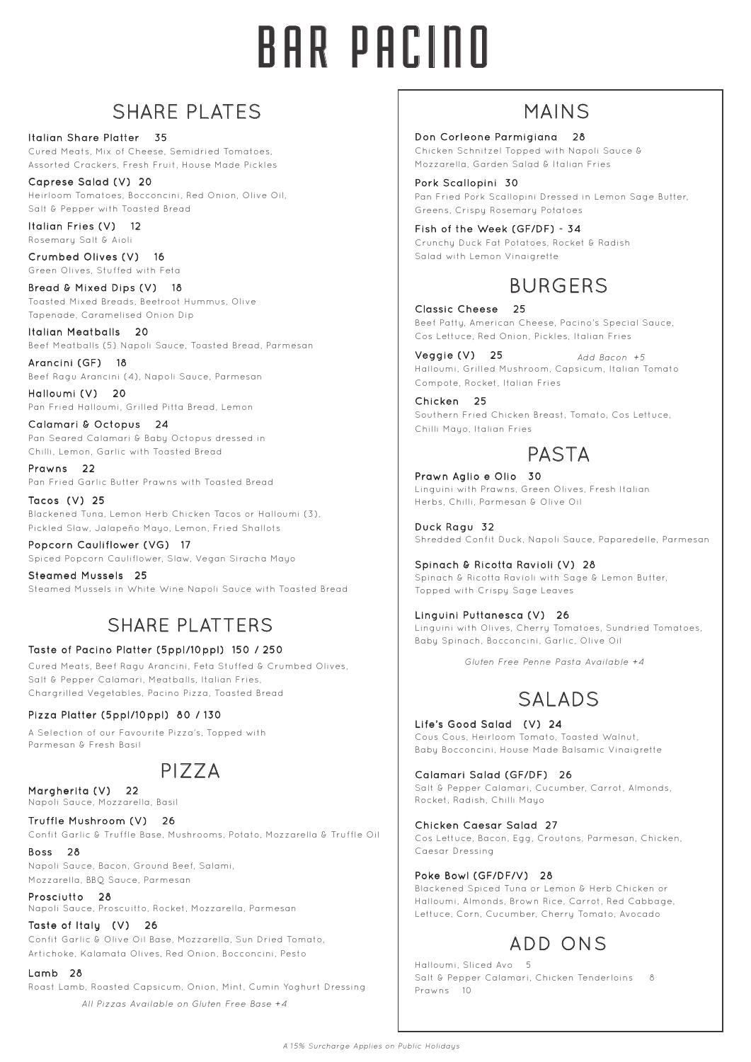# BAR PACINO

## SHARE PLATES

**Italian Share Platter 35**
Cured Meats, Mix of Cheese, Semidried Tomatoes, Assorted Crackers, Fresh Fruit, House Made Pickles

**Caprese Salad (V) 20**
Heirloom Tomatoes, Bocconcini, Red Onion, Olive Oil, Salt & Pepper with Toasted Bread

**Italian Fries (V) 12**
Rosemary Salt & Aioli

**Crumbed Olives (V) 16**
Green Olives, Stuffed with Feta

**Bread & Mixed Dips (V) 18**
Toasted Mixed Breads, Beetroot Hummus, Olive Tapenade, Caramelised Onion Dip

**Italian Meatballs 20**
Beef Meatballs (5) Napoli Sauce, Toasted Bread, Parmesan

**Arancini (GF) 18**
Beef Ragu Arancini (4), Napoli Sauce, Parmesan

**Halloumi (V) 20**
Pan Fried Halloumi, Grilled Pitta Bread, Lemon

**Calamari & Octopus 24**
Pan Seared Calamari & Baby Octopus dressed in Chilli, Lemon, Garlic with Toasted Bread

**Prawns 22**
Pan Fried Garlic Butter Prawns with Toasted Bread

**Tacos (V) 25**
Blackened Tuna, Lemon Herb Chicken Tacos or Halloumi (3), Pickled Slaw, Jalapeño Mayo, Lemon, Fried Shallots

**Popcorn Cauliflower (VG) 17**
Spiced Popcorn Cauliflower, Slaw, Vegan Siracha Mayo

**Steamed Mussels 25**
Steamed Mussels in White Wine Napoli Sauce with Toasted Bread

## SHARE PLATTERS

**Taste of Pacino Platter (5ppl/10ppl) 150 / 250**
Cured Meats, Beef Ragu Arancini, Feta Stuffed & Crumbed Olives, Salt & Pepper Calamari, Meatballs, Italian Fries, Chargrilled Vegetables, Pacino Pizza, Toasted Bread

**Pizza Platter (5ppl/10ppl) 80 / 130**
A Selection of our Favourite Pizza's, Topped with Parmesan & Fresh Basil

## PIZZA

**Margherita (V) 22**
Napoli Sauce, Mozzarella, Basil

**Truffle Mushroom (V) 26**
Confit Garlic & Truffle Base, Mushrooms, Potato, Mozzarella & Truffle Oil

**Boss 28**
Napoli Sauce, Bacon, Ground Beef, Salami, Mozzarella, BBQ Sauce, Parmesan

**Prosciutto 28**
Napoli Sauce, Proscuitto, Rocket, Mozzarella, Parmesan

**Taste of Italy (V) 26**
Confit Garlic & Olive Oil Base, Mozzarella, Sun Dried Tomato, Artichoke, Kalamata Olives, Red Onion, Bocconcini, Pesto

**Lamb 28**
Roast Lamb, Roasted Capsicum, Onion, Mint, Cumin Yoghurt Dressing

*All Pizzas Available on Gluten Free Base +4*

## MAINS

**Don Corleone Parmigiana 28**
Chicken Schnitzel Topped with Napoli Sauce & Mozzarella, Garden Salad & Italian Fries

**Pork Scallopini 30**
Pan Fried Pork Scallopini Dressed in Lemon Sage Butter, Greens, Crispy Rosemary Potatoes

**Fish of the Week (GF/DF) - 34**
Crunchy Duck Fat Potatoes, Rocket & Radish Salad with Lemon Vinaigrette

## BURGERS

**Classic Cheese 25**
Beef Patty, American Cheese, Pacino's Special Sauce, Cos Lettuce, Red Onion, Pickles, Italian Fries

**Veggie (V) 25**
Halloumi, Grilled Mushroom, Capsicum, Italian Tomato Compote, Rocket, Italian Fries

*Add Bacon +5*

**Chicken 25**
Southern Fried Chicken Breast, Tomato, Cos Lettuce, Chilli Mayo, Italian Fries

## PASTA

**Prawn Aglio e Olio 30**
Linguini with Prawns, Green Olives, Fresh Italian Herbs, Chilli, Parmesan & Olive Oil

**Duck Ragu 32**
Shredded Confit Duck, Napoli Sauce, Paparedelle, Parmesan

**Spinach & Ricotta Ravioli (V) 28**
Spinach & Ricotta Ravioli with Sage & Lemon Butter, Topped with Crispy Sage Leaves

**Linguini Puttanesca (V) 26**
Linguini with Olives, Cherry Tomatoes, Sundried Tomatoes, Baby Spinach, Bocconcini, Garlic, Olive Oil

*Gluten Free Penne Pasta Available +4*

## SALADS

**Life's Good Salad (V) 24**
Cous Cous, Heirloom Tomato, Toasted Walnut, Baby Bocconcini, House Made Balsamic Vinaigrette

**Calamari Salad (GF/DF) 26**
Salt & Pepper Calamari, Cucumber, Carrot, Almonds, Rocket, Radish, Chilli Mayo

**Chicken Caesar Salad 27**
Cos Lettuce, Bacon, Egg, Croutons, Parmesan, Chicken, Caesar Dressing

**Poke Bowl (GF/DF/V) 28**
Blackened Spiced Tuna or Lemon & Herb Chicken or Halloumi, Almonds, Brown Rice, Carrot, Red Cabbage, Lettuce, Corn, Cucumber, Cherry Tomato, Avocado

## ADD ONS

Halloumi, Sliced Avo 5
Salt & Pepper Calamari, Chicken Tenderloins 8
Prawns 10

*A 15% Surcharge Applies on Public Holidays*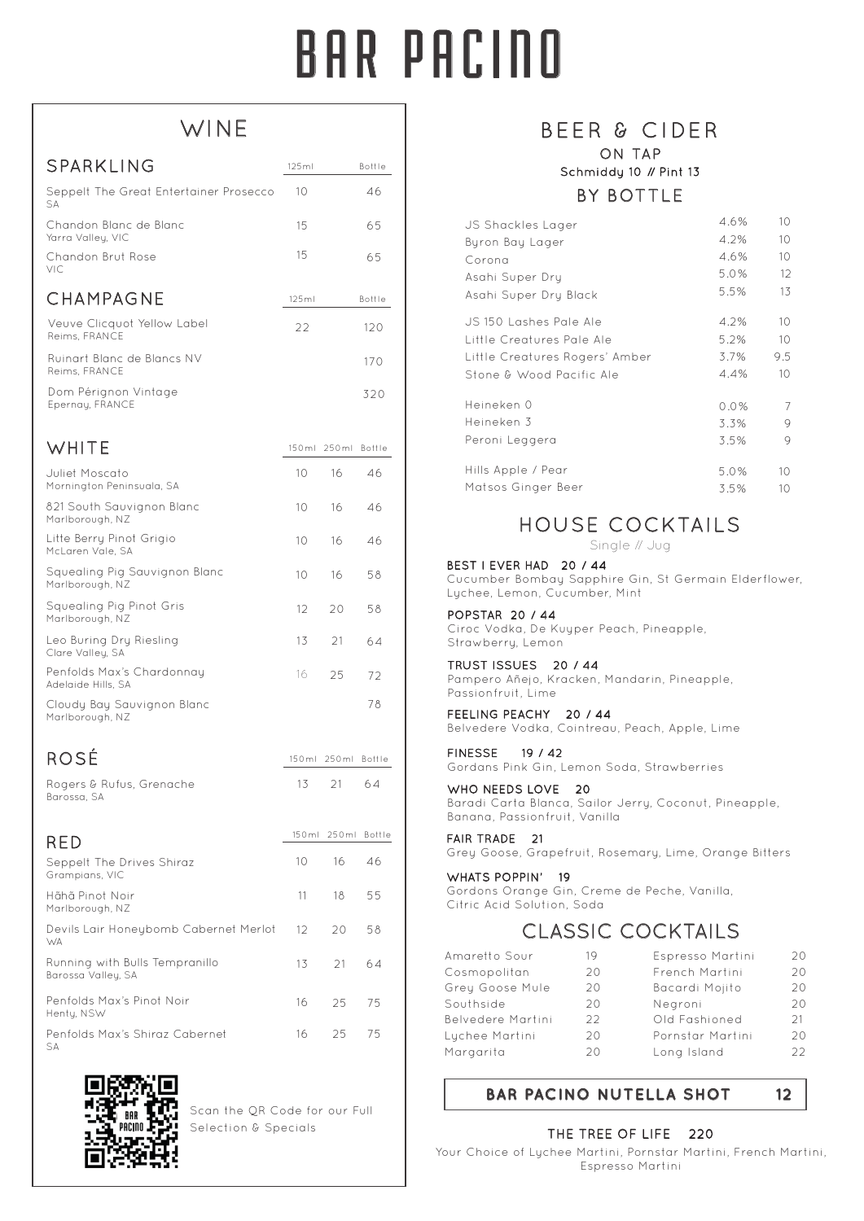# BAR PACINO

## WINE

### SPARKLING

| | 125ml | Bottle |
|---|---|---|
| Seppelt The Great Entertainer Prosecco<br>SA | 10 | 46 |
| Chandon Blanc de Blanc<br>Yarra Valley, VIC | 15 | 65 |
| Chandon Brut Rose<br>VIC | 15 | 65 |

### CHAMPAGNE

| | 125ml | Bottle |
|---|---|---|
| Veuve Clicquot Yellow Label<br>Reims, FRANCE | 22 | 120 |
| Ruinart Blanc de Blancs NV<br>Reims, FRANCE | | 170 |
| Dom Pérignon Vintage<br>Epernay, FRANCE | | 320 |

### WHITE

| | 150ml | 250ml | Bottle |
|---|---|---|---|
| Juliet Moscato<br>Mornington Peninsuala, SA | 10 | 16 | 46 |
| 821 South Sauvignon Blanc<br>Marlborough, NZ | 10 | 16 | 46 |
| Litte Berry Pinot Grigio<br>McLaren Vale, SA | 10 | 16 | 46 |
| Squealing Pig Sauvignon Blanc<br>Marlborough, NZ | 10 | 16 | 58 |
| Squealing Pig Pinot Gris<br>Marlborough, NZ | 12 | 20 | 58 |
| Leo Buring Dry Riesling<br>Clare Valley, SA | 13 | 21 | 64 |
| Penfolds Max's Chardonnay<br>Adelaide Hills, SA | 16 | 25 | 72 |
| Cloudy Bay Sauvignon Blanc<br>Marlborough, NZ | | | 78 |

### ROSÉ

| | 150ml | 250ml | Bottle |
|---|---|---|---|
| Rogers & Rufus, Grenache<br>Barossa, SA | 13 | 21 | 64 |

### RED

| | 150ml | 250ml | Bottle |
|---|---|---|---|
| Seppelt The Drives Shiraz<br>Grampians, VIC | 10 | 16 | 46 |
| Hãhã Pinot Noir<br>Marlborough, NZ | 11 | 18 | 55 |
| Devils Lair Honeybomb Cabernet Merlot<br>WA | 12 | 20 | 58 |
| Running with Bulls Tempranillo<br>Barossa Valley, SA | 13 | 21 | 64 |
| Penfolds Max's Pinot Noir<br>Henty, NSW | 16 | 25 | 75 |
| Penfolds Max's Shiraz Cabernet<br>SA | 16 | 25 | 75 |

Scan the QR Code for our Full Selection & Specials

## BEER & CIDER

### ON TAP

Schmiddy 10 // Pint 13

### BY BOTTLE

| | | |
|---|---|---|
| JS Shackles Lager | 4.6% | 10 |
| Byron Bay Lager | 4.2% | 10 |
| Corona | 4.6% | 10 |
| Asahi Super Dry | 5.0% | 12 |
| Asahi Super Dry Black | 5.5% | 13 |
| JS 150 Lashes Pale Ale | 4.2% | 10 |
| Little Creatures Pale Ale | 5.2% | 10 |
| Little Creatures Rogers' Amber | 3.7% | 9.5 |
| Stone & Wood Pacific Ale | 4.4% | 10 |
| Heineken 0 | 0.0% | 7 |
| Heineken 3 | 3.3% | 9 |
| Peroni Leggera | 3.5% | 9 |
| Hills Apple / Pear | 5.0% | 10 |
| Matsos Ginger Beer | 3.5% | 10 |

## HOUSE COCKTAILS

Single // Jug

**BEST I EVER HAD 20 / 44**
Cucumber Bombay Sapphire Gin, St Germain Elderflower, Lychee, Lemon, Cucumber, Mint

**POPSTAR 20 / 44**
Ciroc Vodka, De Kuyper Peach, Pineapple, Strawberry, Lemon

**TRUST ISSUES 20 / 44**
Pampero Añejo, Kracken, Mandarin, Pineapple, Passionfruit, Lime

**FEELING PEACHY 20 / 44**
Belvedere Vodka, Cointreau, Peach, Apple, Lime

**FINESSE 19 / 42**
Gordans Pink Gin, Lemon Soda, Strawberries

**WHO NEEDS LOVE 20**
Baradi Carta Blanca, Sailor Jerry, Coconut, Pineapple, Banana, Passionfruit, Vanilla

**FAIR TRADE 21**
Grey Goose, Grapefruit, Rosemary, Lime, Orange Bitters

**WHATS POPPIN' 19**
Gordons Orange Gin, Creme de Peche, Vanilla, Citric Acid Solution, Soda

## CLASSIC COCKTAILS

| | | | |
|---|---|---|---|
| Amaretto Sour | 19 | Espresso Martini | 20 |
| Cosmopolitan | 20 | French Martini | 20 |
| Grey Goose Mule | 20 | Bacardi Mojito | 20 |
| Southside | 20 | Negroni | 20 |
| Belvedere Martini | 22 | Old Fashioned | 21 |
| Lychee Martini | 20 | Pornstar Martini | 20 |
| Margarita | 20 | Long Island | 22 |

**BAR PACINO NUTELLA SHOT 12**

**THE TREE OF LIFE 220**
Your Choice of Lychee Martini, Pornstar Martini, French Martini, Espresso Martini